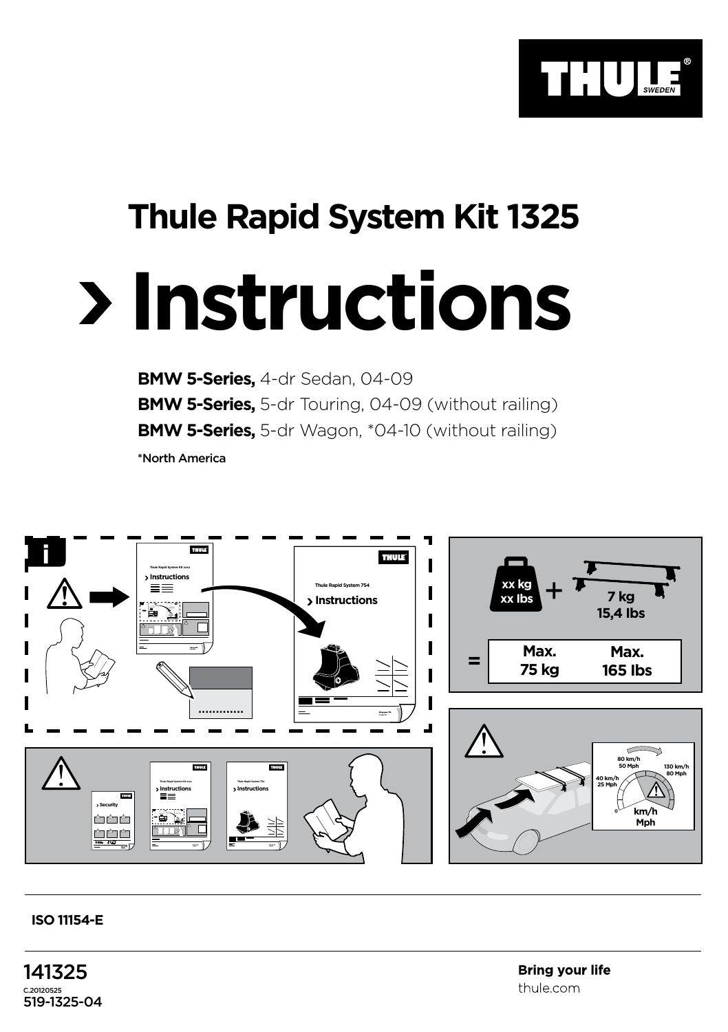THULE® SWEDEN

# Thule Rapid System Kit 1325

# Instructions

**BMW 5-Series,** 4-dr Sedan, 04-09
**BMW 5-Series,** 5-dr Touring, 04-09 (without railing)
**BMW 5-Series,** 5-dr Wagon, *04-10 (without railing)

*North America

xx kg
xx lbs
+
7 kg
15,4 lbs
=
Max.
75 kg
Max.
165 lbs

ISO 11154-E

141325
C.20120525
519-1325-04

**Bring your life**
thule.com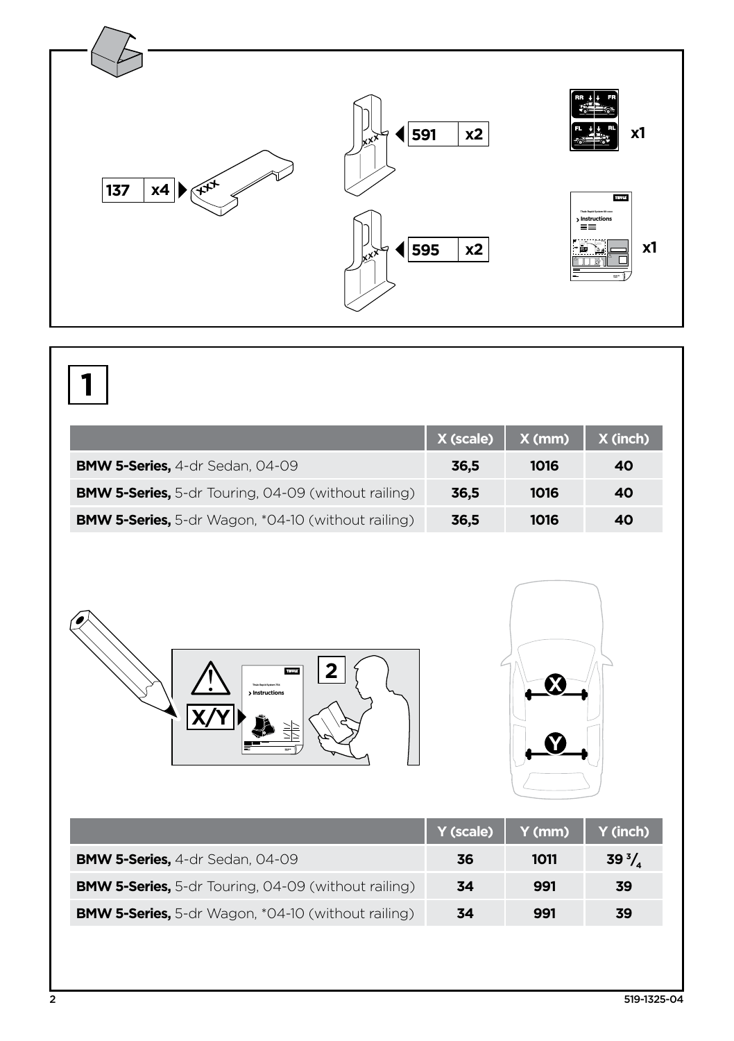137 x4

591 x2

595 x2

x1

x1

# 1

| | X (scale) | X (mm) | X (inch) |
|---|---|---|---|
| **BMW 5-Series,** 4-dr Sedan, 04-09 | **36,5** | **1016** | **40** |
| **BMW 5-Series,** 5-dr Touring, 04-09 (without railing) | **36,5** | **1016** | **40** |
| **BMW 5-Series,** 5-dr Wagon, *04-10 (without railing) | **36,5** | **1016** | **40** |

X/Y

2

| | Y (scale) | Y (mm) | Y (inch) |
|---|---|---|---|
| **BMW 5-Series,** 4-dr Sedan, 04-09 | **36** | **1011** | **39 $^{3}/_{4}$** |
| **BMW 5-Series,** 5-dr Touring, 04-09 (without railing) | **34** | **991** | **39** |
| **BMW 5-Series,** 5-dr Wagon, *04-10 (without railing) | **34** | **991** | **39** |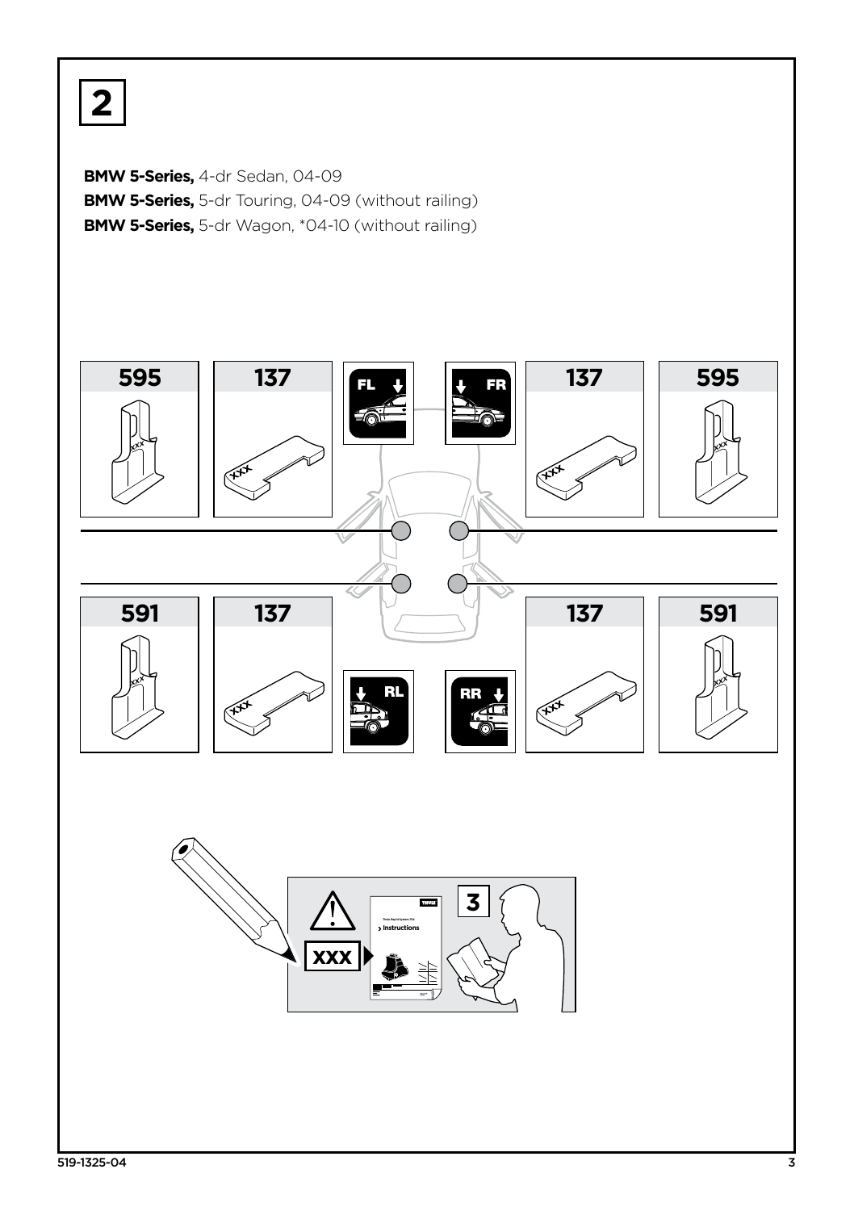# 2

**BMW 5-Series,** 4-dr Sedan, 04-09
**BMW 5-Series,** 5-dr Touring, 04-09 (without railing)
**BMW 5-Series,** 5-dr Wagon, *04-10 (without railing)

595 | 137 | FL | FR | 137 | 595

591 | 137 | RL | RR | 137 | 591

XXX

3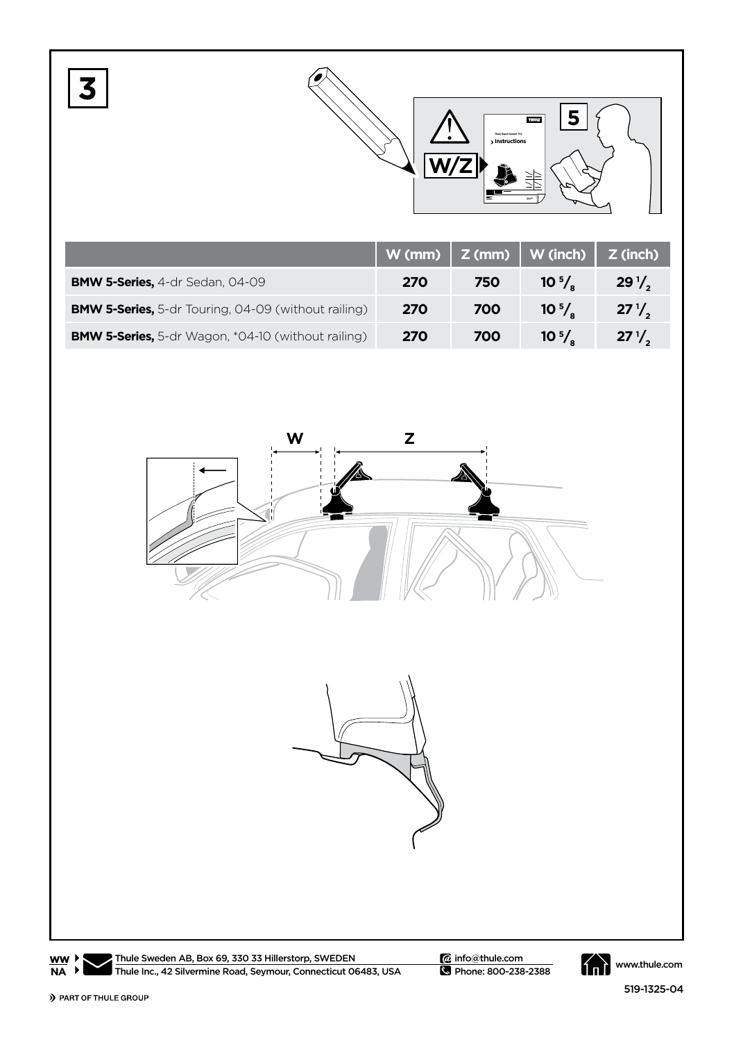# 3

| | W (mm) | Z (mm) | W (inch) | Z (inch) |
|---|---|---|---|---|
| **BMW 5-Series,** 4-dr Sedan, 04-09 | **270** | **750** | **10 $^5/_8$** | **29 $^1/_2$** |
| **BMW 5-Series,** 5-dr Touring, 04-09 (without railing) | **270** | **700** | **10 $^5/_8$** | **27 $^1/_2$** |
| **BMW 5-Series,** 5-dr Wagon, *04-10 (without railing) | **270** | **700** | **10 $^5/_8$** | **27 $^1/_2$** |

W

Z

WW Thule Sweden AB, Box 69, 330 33 Hillerstorp, SWEDEN

NA Thule Inc., 42 Silvermine Road, Seymour, Connecticut 06483, USA

info@thule.com

Phone: 800-238-2388

www.thule.com

519-1325-04

PART OF THULE GROUP